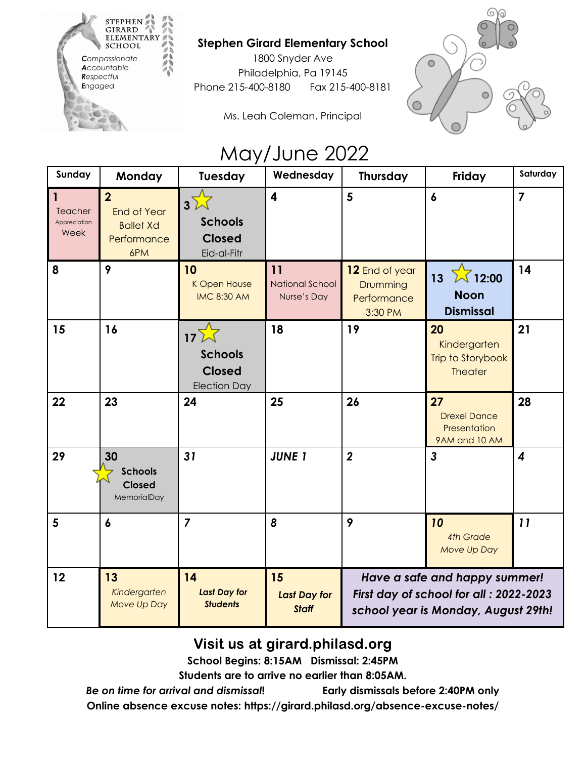STEPHEN GIRARD ELEMENTARY SCHOOL

*Compassionate*
*Accountable*
*Respectful*
*Engaged*

**Stephen Girard Elementary School**
1800 Snyder Ave
Philadelphia, Pa 19145
Phone 215-400-8180 Fax 215-400-8181

Ms. Leah Coleman, Principal

# May/June 2022

| Sunday | Monday | Tuesday | Wednesday | Thursday | Friday | Saturday |
|---|---|---|---|---|---|---|
| **1** Teacher Appreciation Week | **2** End of Year Ballet Xd Performance 6PM | **3** ☆ **Schools Closed** Eid-al-Fitr | **4** | **5** | **6** | **7** |
| **8** | **9** | **10** K Open House IMC 8:30 AM | **11** National School Nurse's Day | **12** End of year Drumming Performance 3:30 PM | **13** ☆ **12:00 Noon Dismissal** | **14** |
| **15** | **16** | **17** ☆ **Schools Closed** Election Day | **18** | **19** | **20** Kindergarten Trip to Storybook Theater | **21** |
| **22** | **23** | **24** | **25** | **26** | **27** Drexel Dance Presentation 9AM and 10 AM | **28** |
| **29** | **30** ☆ **Schools Closed** MemorialDay | ***31*** | ***JUNE 1*** | ***2*** | ***3*** | ***4*** |
| **5** | **6** | **7** | **8** | **9** | ***10*** *4th Grade Move Up Day* | ***11*** |
| **12** | **13** *Kindergarten Move Up Day* | **14** ***Last Day for Students*** | **15** ***Last Day for Staff*** | ***Have a safe and happy summer! First day of school for all : 2022-2023 school year is Monday, August 29th!*** | | |

**Visit us at girard.philasd.org**

**School Begins: 8:15AM Dismissal: 2:45PM**

**Students are to arrive no earlier than 8:05AM.**

***Be on time for arrival and dismissal!*** **Early dismissals before 2:40PM only**

**Online absence excuse notes: https://girard.philasd.org/absence-excuse-notes/**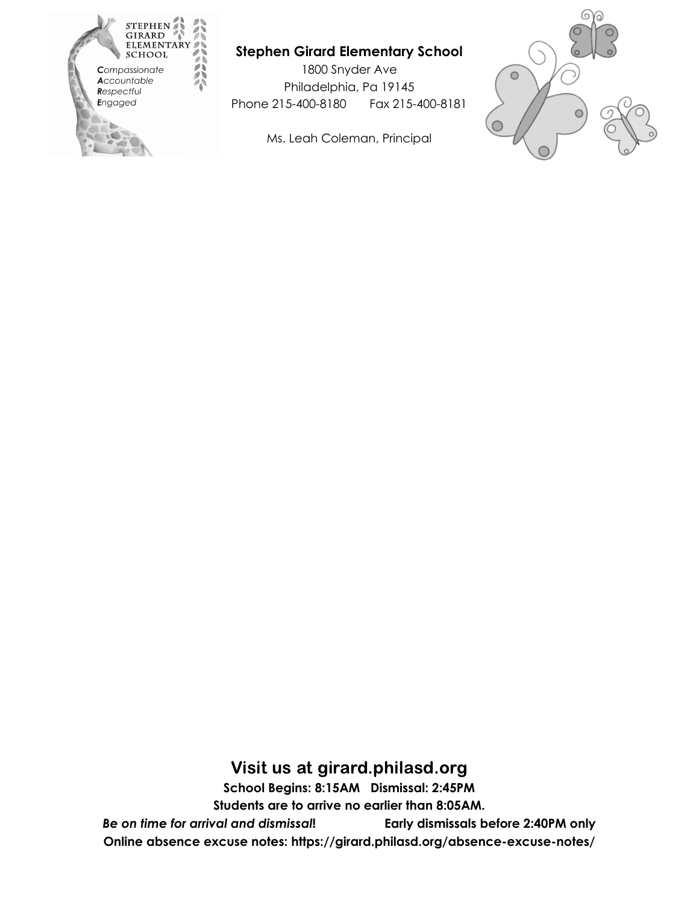**Stephen Girard Elementary School**

1800 Snyder Ave
Philadelphia, Pa 19145
Phone 215-400-8180 Fax 215-400-8181

Ms. Leah Coleman, Principal

STEPHEN GIRARD ELEMENTARY SCHOOL

***C***ompassionate
***A***ccountable
***R***espectful
***E***ngaged

## Visit us at girard.philasd.org

**School Begins: 8:15AM Dismissal: 2:45PM**

**Students are to arrive no earlier than 8:05AM.**

***Be on time for arrival and dismissal*!** **Early dismissals before 2:40PM only**

**Online absence excuse notes: https://girard.philasd.org/absence-excuse-notes/**